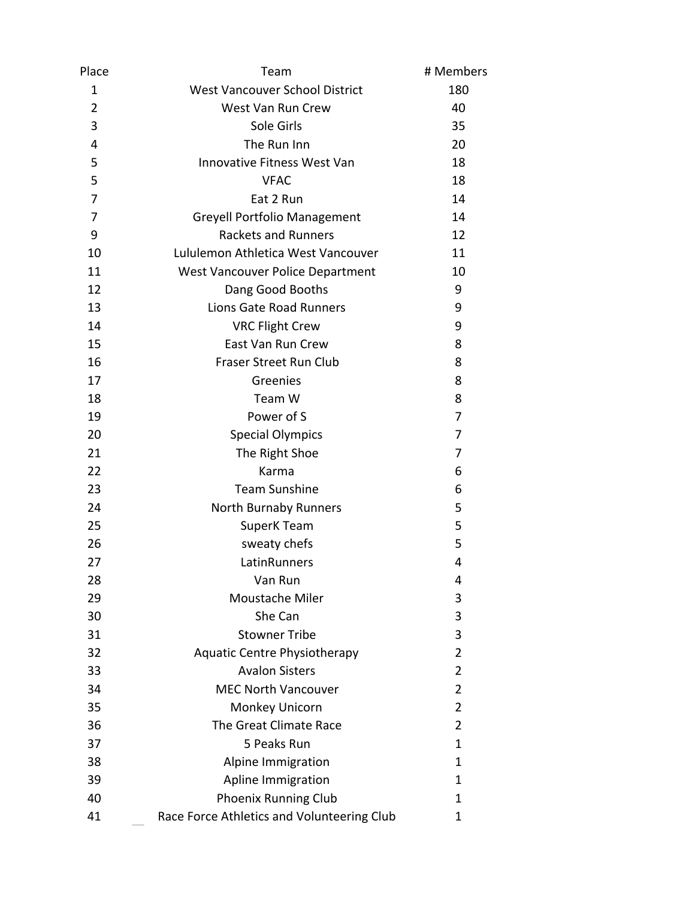| Place | Team | # Members |
|---|---|---|
| 1 | West Vancouver School District | 180 |
| 2 | West Van Run Crew | 40 |
| 3 | Sole Girls | 35 |
| 4 | The Run Inn | 20 |
| 5 | Innovative Fitness West Van | 18 |
| 5 | VFAC | 18 |
| 7 | Eat 2 Run | 14 |
| 7 | Greyell Portfolio Management | 14 |
| 9 | Rackets and Runners | 12 |
| 10 | Lululemon Athletica West Vancouver | 11 |
| 11 | West Vancouver Police Department | 10 |
| 12 | Dang Good Booths | 9 |
| 13 | Lions Gate Road Runners | 9 |
| 14 | VRC Flight Crew | 9 |
| 15 | East Van Run Crew | 8 |
| 16 | Fraser Street Run Club | 8 |
| 17 | Greenies | 8 |
| 18 | Team W | 8 |
| 19 | Power of S | 7 |
| 20 | Special Olympics | 7 |
| 21 | The Right Shoe | 7 |
| 22 | Karma | 6 |
| 23 | Team Sunshine | 6 |
| 24 | North Burnaby Runners | 5 |
| 25 | SuperK Team | 5 |
| 26 | sweaty chefs | 5 |
| 27 | LatinRunners | 4 |
| 28 | Van Run | 4 |
| 29 | Moustache Miler | 3 |
| 30 | She Can | 3 |
| 31 | Stowner Tribe | 3 |
| 32 | Aquatic Centre Physiotherapy | 2 |
| 33 | Avalon Sisters | 2 |
| 34 | MEC North Vancouver | 2 |
| 35 | Monkey Unicorn | 2 |
| 36 | The Great Climate Race | 2 |
| 37 | 5 Peaks Run | 1 |
| 38 | Alpine Immigration | 1 |
| 39 | Apline Immigration | 1 |
| 40 | Phoenix Running Club | 1 |
| 41 | Race Force Athletics and Volunteering Club | 1 |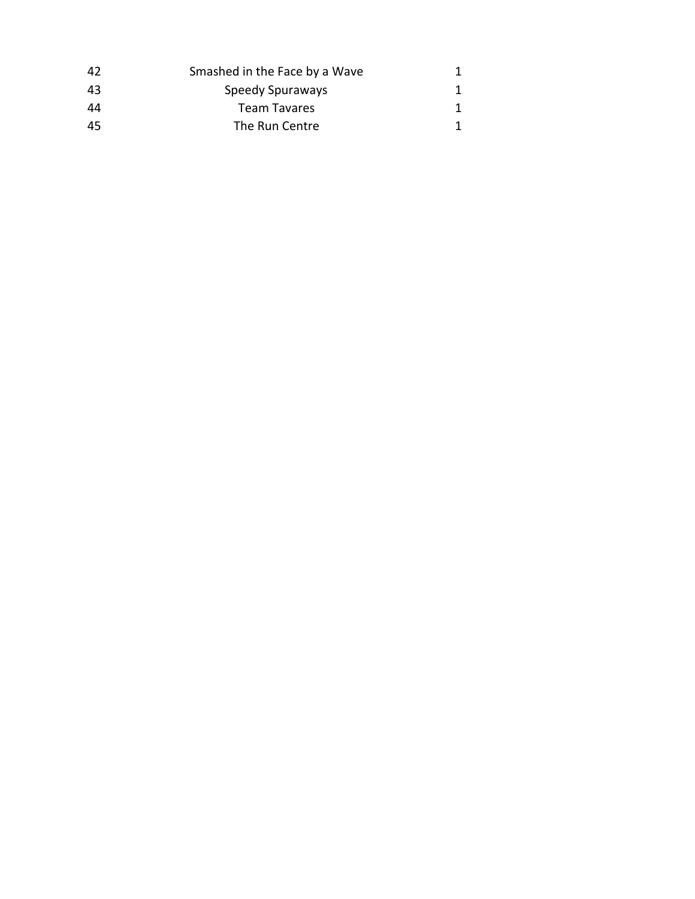| | | |
|---|---|---|
| 42 | Smashed in the Face by a Wave | 1 |
| 43 | Speedy Spuraways | 1 |
| 44 | Team Tavares | 1 |
| 45 | The Run Centre | 1 |